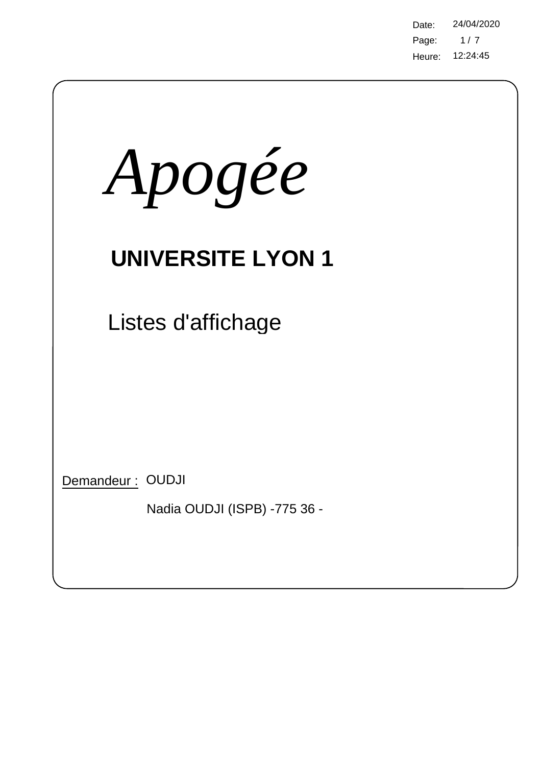Date: 24/04/2020
Heure: 12:24:45

# *Apogée*

## UNIVERSITE LYON 1

Listes d'affichage

Demandeur : OUDJI

Nadia OUDJI (ISPB) -775 36 -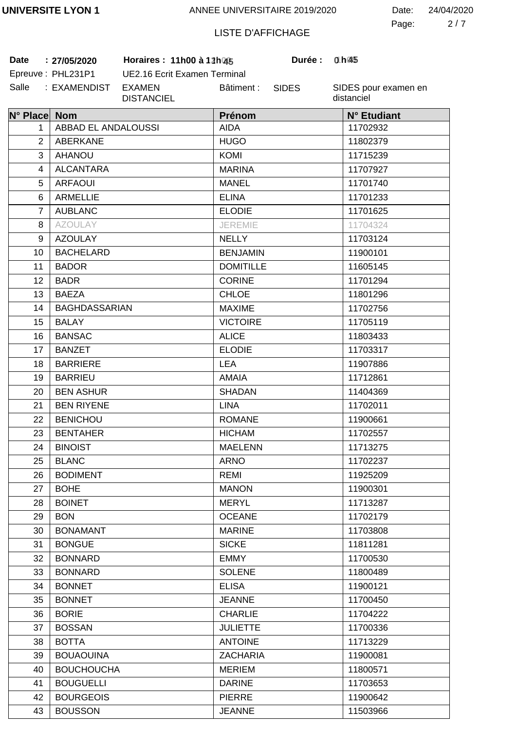UNIVERSITE LYON 1 — ANNEE UNIVERSITAIRE 2019/2020 — Date: 24/04/2020

LISTE D'AFFICHAGE

**Date** : **27/05/2020** **Horaires : 11h00 à 11h45** **Durée : 0 h 45**

Epreuve : PHL231P1 UE2.16 Ecrit Examen Terminal

Salle : EXAMENDIST EXAMEN DISTANCIEL Bâtiment : SIDES SIDES pour examen en distanciel

| N° Place | Nom | Prénom | N° Etudiant |
|---|---|---|---|
| 1 | ABBAD EL ANDALOUSSI | AIDA | 11702932 |
| 2 | ABERKANE | HUGO | 11802379 |
| 3 | AHANOU | KOMI | 11715239 |
| 4 | ALCANTARA | MARINA | 11707927 |
| 5 | ARFAOUI | MANEL | 11701740 |
| 6 | ARMELLIE | ELINA | 11701233 |
| 7 | AUBLANC | ELODIE | 11701625 |
| 8 | AZOULAY | JEREMIE | 11704324 |
| 9 | AZOULAY | NELLY | 11703124 |
| 10 | BACHELARD | BENJAMIN | 11900101 |
| 11 | BADOR | DOMITILLE | 11605145 |
| 12 | BADR | CORINE | 11701294 |
| 13 | BAEZA | CHLOE | 11801296 |
| 14 | BAGHDASSARIAN | MAXIME | 11702756 |
| 15 | BALAY | VICTOIRE | 11705119 |
| 16 | BANSAC | ALICE | 11803433 |
| 17 | BANZET | ELODIE | 11703317 |
| 18 | BARRIERE | LEA | 11907886 |
| 19 | BARRIEU | AMAIA | 11712861 |
| 20 | BEN ASHUR | SHADAN | 11404369 |
| 21 | BEN RIYENE | LINA | 11702011 |
| 22 | BENICHOU | ROMANE | 11900661 |
| 23 | BENTAHER | HICHAM | 11702557 |
| 24 | BINOIST | MAELENN | 11713275 |
| 25 | BLANC | ARNO | 11702237 |
| 26 | BODIMENT | REMI | 11925209 |
| 27 | BOHE | MANON | 11900301 |
| 28 | BOINET | MERYL | 11713287 |
| 29 | BON | OCEANE | 11702179 |
| 30 | BONAMANT | MARINE | 11703808 |
| 31 | BONGUE | SICKE | 11811281 |
| 32 | BONNARD | EMMY | 11700530 |
| 33 | BONNARD | SOLENE | 11800489 |
| 34 | BONNET | ELISA | 11900121 |
| 35 | BONNET | JEANNE | 11700450 |
| 36 | BORIE | CHARLIE | 11704222 |
| 37 | BOSSAN | JULIETTE | 11700336 |
| 38 | BOTTA | ANTOINE | 11713229 |
| 39 | BOUAOUINA | ZACHARIA | 11900081 |
| 40 | BOUCHOUCHA | MERIEM | 11800571 |
| 41 | BOUGUELLI | DARINE | 11703653 |
| 42 | BOURGEOIS | PIERRE | 11900642 |
| 43 | BOUSSON | JEANNE | 11503966 |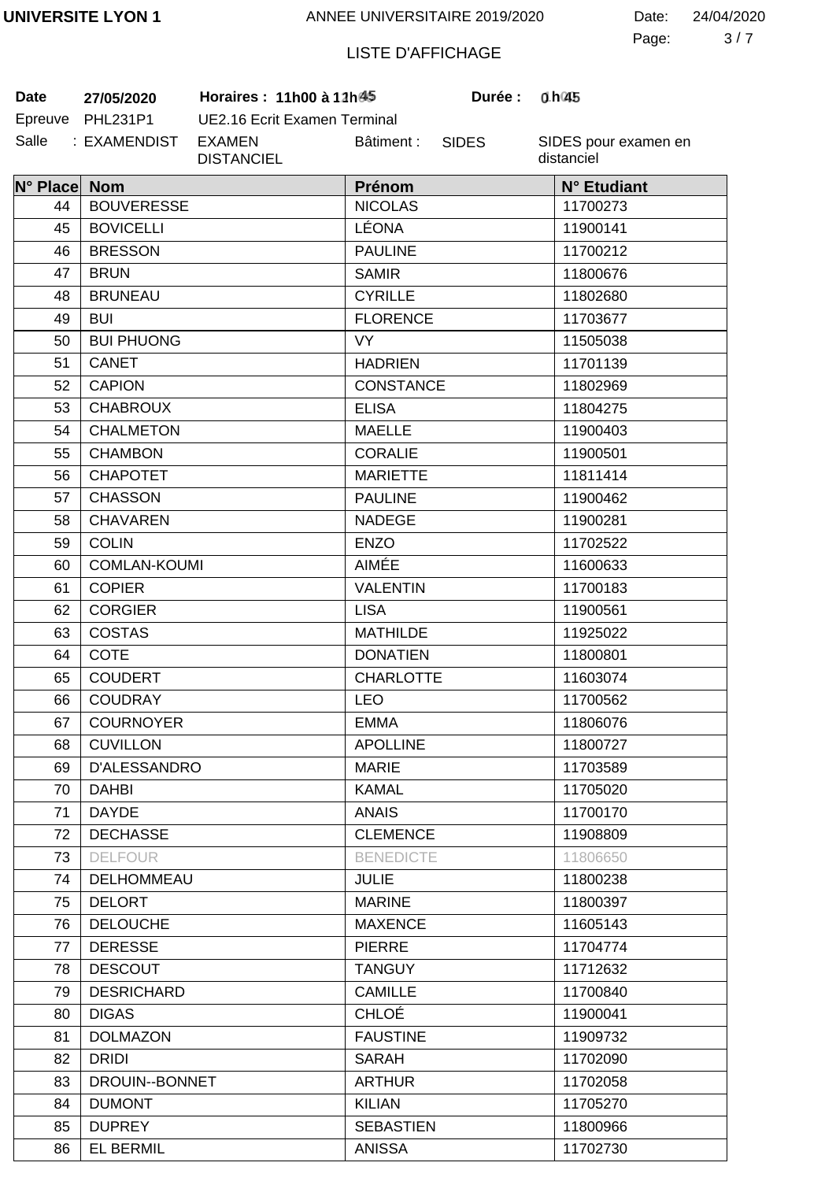**UNIVERSITE LYON 1** — ANNEE UNIVERSITAIRE 2019/2020 — Date: 24/04/2020

LISTE D'AFFICHAGE

**Date** 27/05/2020 **Horaires : 11h00 à 11h45** **Durée : 0 h 45**

Epreuve PHL231P1 UE2.16 Ecrit Examen Terminal

Salle : EXAMENDIST EXAMEN DISTANCIEL Bâtiment : SIDES SIDES pour examen en distanciel

| N° Place | Nom | Prénom | N° Etudiant |
|---|---|---|---|
| 44 | BOUVERESSE | NICOLAS | 11700273 |
| 45 | BOVICELLI | LÉONA | 11900141 |
| 46 | BRESSON | PAULINE | 11700212 |
| 47 | BRUN | SAMIR | 11800676 |
| 48 | BRUNEAU | CYRILLE | 11802680 |
| 49 | BUI | FLORENCE | 11703677 |
| 50 | BUI PHUONG | VY | 11505038 |
| 51 | CANET | HADRIEN | 11701139 |
| 52 | CAPION | CONSTANCE | 11802969 |
| 53 | CHABROUX | ELISA | 11804275 |
| 54 | CHALMETON | MAELLE | 11900403 |
| 55 | CHAMBON | CORALIE | 11900501 |
| 56 | CHAPOTET | MARIETTE | 11811414 |
| 57 | CHASSON | PAULINE | 11900462 |
| 58 | CHAVAREN | NADEGE | 11900281 |
| 59 | COLIN | ENZO | 11702522 |
| 60 | COMLAN-KOUMI | AIMÉE | 11600633 |
| 61 | COPIER | VALENTIN | 11700183 |
| 62 | CORGIER | LISA | 11900561 |
| 63 | COSTAS | MATHILDE | 11925022 |
| 64 | COTE | DONATIEN | 11800801 |
| 65 | COUDERT | CHARLOTTE | 11603074 |
| 66 | COUDRAY | LEO | 11700562 |
| 67 | COURNOYER | EMMA | 11806076 |
| 68 | CUVILLON | APOLLINE | 11800727 |
| 69 | D'ALESSANDRO | MARIE | 11703589 |
| 70 | DAHBI | KAMAL | 11705020 |
| 71 | DAYDE | ANAIS | 11700170 |
| 72 | DECHASSE | CLEMENCE | 11908809 |
| 73 | DELFOUR | BENEDICTE | 11806650 |
| 74 | DELHOMMEAU | JULIE | 11800238 |
| 75 | DELORT | MARINE | 11800397 |
| 76 | DELOUCHE | MAXENCE | 11605143 |
| 77 | DERESSE | PIERRE | 11704774 |
| 78 | DESCOUT | TANGUY | 11712632 |
| 79 | DESRICHARD | CAMILLE | 11700840 |
| 80 | DIGAS | CHLOÉ | 11900041 |
| 81 | DOLMAZON | FAUSTINE | 11909732 |
| 82 | DRIDI | SARAH | 11702090 |
| 83 | DROUIN--BONNET | ARTHUR | 11702058 |
| 84 | DUMONT | KILIAN | 11705270 |
| 85 | DUPREY | SEBASTIEN | 11800966 |
| 86 | EL BERMIL | ANISSA | 11702730 |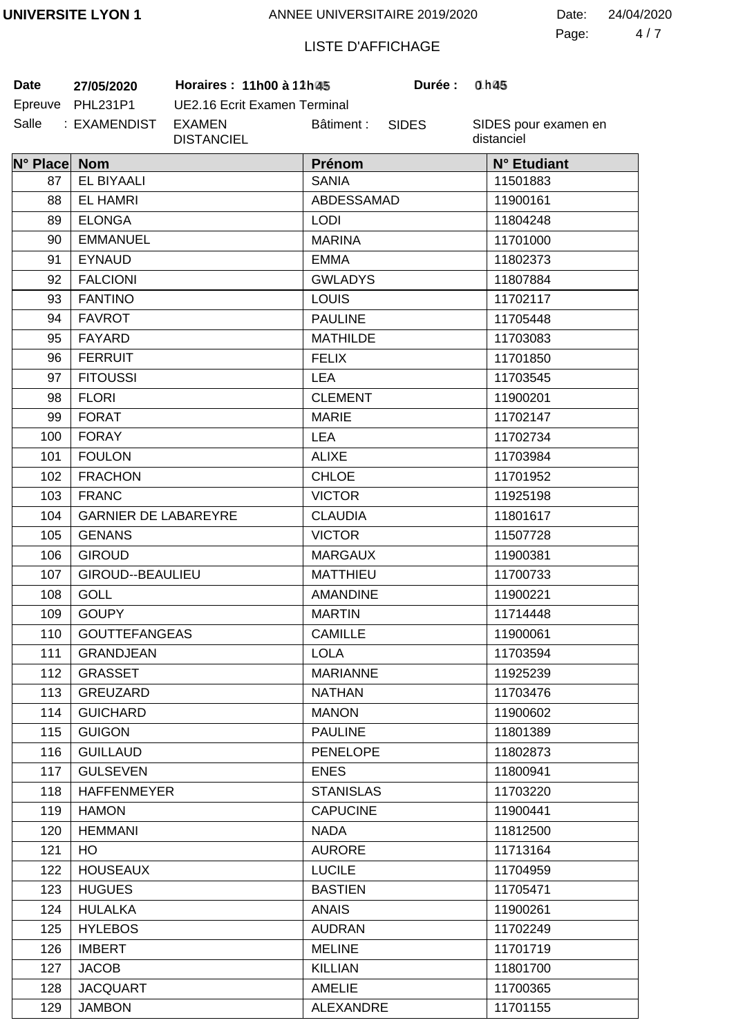**UNIVERSITE LYON 1** — ANNEE UNIVERSITAIRE 2019/2020 — Date: 24/04/2020

LISTE D'AFFICHAGE

**Date** **27/05/2020** **Horaires : 11h00 à 11h45** **Durée : 0h45**

Epreuve PHL231P1 UE2.16 Ecrit Examen Terminal

Salle : EXAMENDIST EXAMEN DISTANCIEL Bâtiment : SIDES SIDES pour examen en distanciel

| N° Place | Nom | Prénom | N° Etudiant |
|---|---|---|---|
| 87 | EL BIYAALI | SANIA | 11501883 |
| 88 | EL HAMRI | ABDESSAMAD | 11900161 |
| 89 | ELONGA | LODI | 11804248 |
| 90 | EMMANUEL | MARINA | 11701000 |
| 91 | EYNAUD | EMMA | 11802373 |
| 92 | FALCIONI | GWLADYS | 11807884 |
| 93 | FANTINO | LOUIS | 11702117 |
| 94 | FAVROT | PAULINE | 11705448 |
| 95 | FAYARD | MATHILDE | 11703083 |
| 96 | FERRUIT | FELIX | 11701850 |
| 97 | FITOUSSI | LEA | 11703545 |
| 98 | FLORI | CLEMENT | 11900201 |
| 99 | FORAT | MARIE | 11702147 |
| 100 | FORAY | LEA | 11702734 |
| 101 | FOULON | ALIXE | 11703984 |
| 102 | FRACHON | CHLOE | 11701952 |
| 103 | FRANC | VICTOR | 11925198 |
| 104 | GARNIER DE LABAREYRE | CLAUDIA | 11801617 |
| 105 | GENANS | VICTOR | 11507728 |
| 106 | GIROUD | MARGAUX | 11900381 |
| 107 | GIROUD--BEAULIEU | MATTHIEU | 11700733 |
| 108 | GOLL | AMANDINE | 11900221 |
| 109 | GOUPY | MARTIN | 11714448 |
| 110 | GOUTTEFANGEAS | CAMILLE | 11900061 |
| 111 | GRANDJEAN | LOLA | 11703594 |
| 112 | GRASSET | MARIANNE | 11925239 |
| 113 | GREUZARD | NATHAN | 11703476 |
| 114 | GUICHARD | MANON | 11900602 |
| 115 | GUIGON | PAULINE | 11801389 |
| 116 | GUILLAUD | PENELOPE | 11802873 |
| 117 | GULSEVEN | ENES | 11800941 |
| 118 | HAFFENMEYER | STANISLAS | 11703220 |
| 119 | HAMON | CAPUCINE | 11900441 |
| 120 | HEMMANI | NADA | 11812500 |
| 121 | HO | AURORE | 11713164 |
| 122 | HOUSEAUX | LUCILE | 11704959 |
| 123 | HUGUES | BASTIEN | 11705471 |
| 124 | HULALKA | ANAIS | 11900261 |
| 125 | HYLEBOS | AUDRAN | 11702249 |
| 126 | IMBERT | MELINE | 11701719 |
| 127 | JACOB | KILLIAN | 11801700 |
| 128 | JACQUART | AMELIE | 11700365 |
| 129 | JAMBON | ALEXANDRE | 11701155 |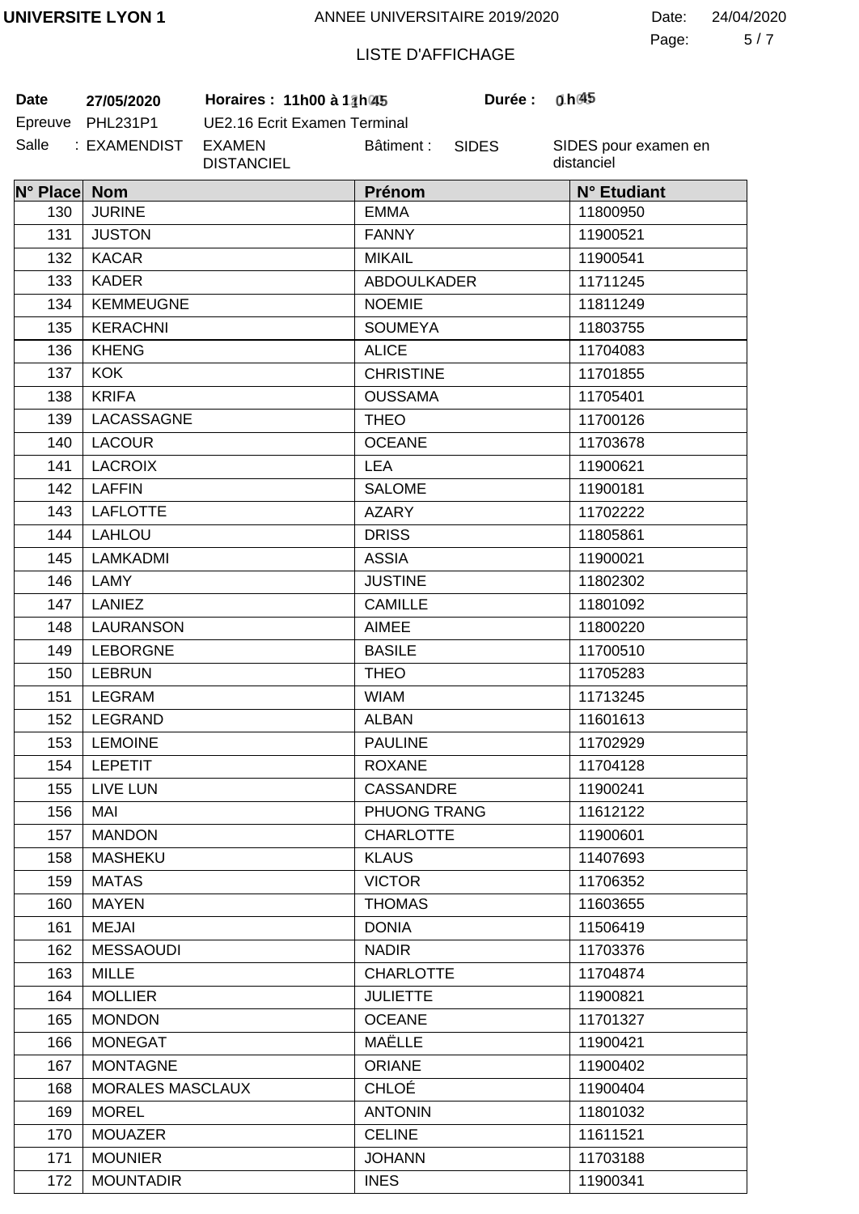UNIVERSITE LYON 1 — ANNEE UNIVERSITAIRE 2019/2020 — Date: 24/04/2020

LISTE D'AFFICHAGE

**Date** 27/05/2020 **Horaires : 11h00 à 11h45** **Durée :** 0h45

Epreuve PHL231P1 UE2.16 Ecrit Examen Terminal

Salle : EXAMENDIST EXAMEN DISTANCIEL Bâtiment : SIDES SIDES pour examen en distanciel

| N° Place | Nom | Prénom | N° Etudiant |
|---|---|---|---|
| 130 | JURINE | EMMA | 11800950 |
| 131 | JUSTON | FANNY | 11900521 |
| 132 | KACAR | MIKAIL | 11900541 |
| 133 | KADER | ABDOULKADER | 11711245 |
| 134 | KEMMEUGNE | NOEMIE | 11811249 |
| 135 | KERACHNI | SOUMEYA | 11803755 |
| 136 | KHENG | ALICE | 11704083 |
| 137 | KOK | CHRISTINE | 11701855 |
| 138 | KRIFA | OUSSAMA | 11705401 |
| 139 | LACASSAGNE | THEO | 11700126 |
| 140 | LACOUR | OCEANE | 11703678 |
| 141 | LACROIX | LEA | 11900621 |
| 142 | LAFFIN | SALOME | 11900181 |
| 143 | LAFLOTTE | AZARY | 11702222 |
| 144 | LAHLOU | DRISS | 11805861 |
| 145 | LAMKADMI | ASSIA | 11900021 |
| 146 | LAMY | JUSTINE | 11802302 |
| 147 | LANIEZ | CAMILLE | 11801092 |
| 148 | LAURANSON | AIMEE | 11800220 |
| 149 | LEBORGNE | BASILE | 11700510 |
| 150 | LEBRUN | THEO | 11705283 |
| 151 | LEGRAM | WIAM | 11713245 |
| 152 | LEGRAND | ALBAN | 11601613 |
| 153 | LEMOINE | PAULINE | 11702929 |
| 154 | LEPETIT | ROXANE | 11704128 |
| 155 | LIVE LUN | CASSANDRE | 11900241 |
| 156 | MAI | PHUONG TRANG | 11612122 |
| 157 | MANDON | CHARLOTTE | 11900601 |
| 158 | MASHEKU | KLAUS | 11407693 |
| 159 | MATAS | VICTOR | 11706352 |
| 160 | MAYEN | THOMAS | 11603655 |
| 161 | MEJAI | DONIA | 11506419 |
| 162 | MESSAOUDI | NADIR | 11703376 |
| 163 | MILLE | CHARLOTTE | 11704874 |
| 164 | MOLLIER | JULIETTE | 11900821 |
| 165 | MONDON | OCEANE | 11701327 |
| 166 | MONEGAT | MAËLLE | 11900421 |
| 167 | MONTAGNE | ORIANE | 11900402 |
| 168 | MORALES MASCLAUX | CHLOÉ | 11900404 |
| 169 | MOREL | ANTONIN | 11801032 |
| 170 | MOUAZER | CELINE | 11611521 |
| 171 | MOUNIER | JOHANN | 11703188 |
| 172 | MOUNTADIR | INES | 11900341 |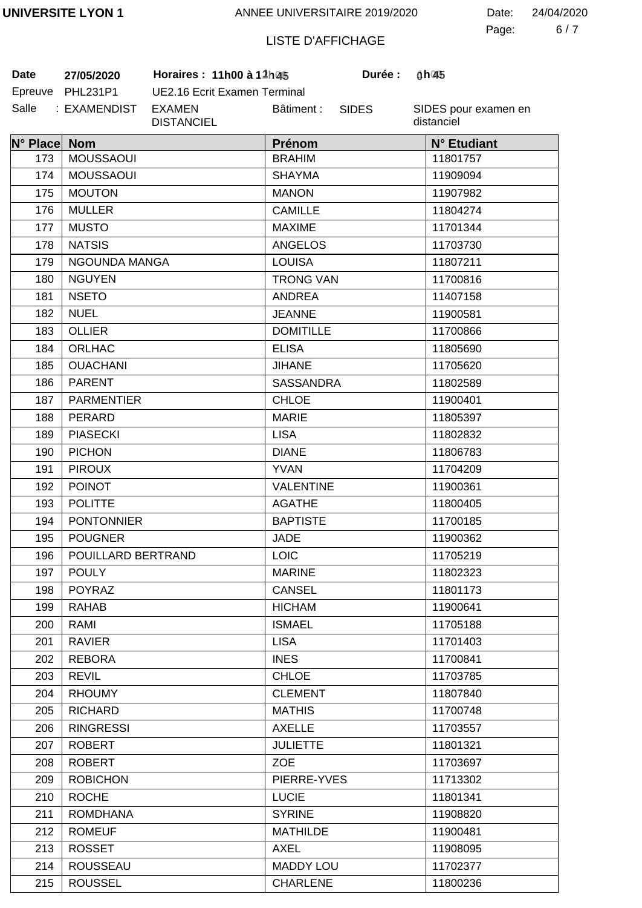# LISTE D'AFFICHAGE

**Date** 27/05/2020 **Horaires : 11h00 à 12h45** **Durée : 1h45**

Epreuve PHL231P1 UE2.16 Ecrit Examen Terminal

Salle : EXAMENDIST EXAMEN DISTANCIEL Bâtiment : SIDES SIDES pour examen en distanciel

| N° Place | Nom | Prénom | N° Etudiant |
|---|---|---|---|
| 173 | MOUSSAOUI | BRAHIM | 11801757 |
| 174 | MOUSSAOUI | SHAYMA | 11909094 |
| 175 | MOUTON | MANON | 11907982 |
| 176 | MULLER | CAMILLE | 11804274 |
| 177 | MUSTO | MAXIME | 11701344 |
| 178 | NATSIS | ANGELOS | 11703730 |
| 179 | NGOUNDA MANGA | LOUISA | 11807211 |
| 180 | NGUYEN | TRONG VAN | 11700816 |
| 181 | NSETO | ANDREA | 11407158 |
| 182 | NUEL | JEANNE | 11900581 |
| 183 | OLLIER | DOMITILLE | 11700866 |
| 184 | ORLHAC | ELISA | 11805690 |
| 185 | OUACHANI | JIHANE | 11705620 |
| 186 | PARENT | SASSANDRA | 11802589 |
| 187 | PARMENTIER | CHLOE | 11900401 |
| 188 | PERARD | MARIE | 11805397 |
| 189 | PIASECKI | LISA | 11802832 |
| 190 | PICHON | DIANE | 11806783 |
| 191 | PIROUX | YVAN | 11704209 |
| 192 | POINOT | VALENTINE | 11900361 |
| 193 | POLITTE | AGATHE | 11800405 |
| 194 | PONTONNIER | BAPTISTE | 11700185 |
| 195 | POUGNER | JADE | 11900362 |
| 196 | POUILLARD BERTRAND | LOIC | 11705219 |
| 197 | POULY | MARINE | 11802323 |
| 198 | POYRAZ | CANSEL | 11801173 |
| 199 | RAHAB | HICHAM | 11900641 |
| 200 | RAMI | ISMAEL | 11705188 |
| 201 | RAVIER | LISA | 11701403 |
| 202 | REBORA | INES | 11700841 |
| 203 | REVIL | CHLOE | 11703785 |
| 204 | RHOUMY | CLEMENT | 11807840 |
| 205 | RICHARD | MATHIS | 11700748 |
| 206 | RINGRESSI | AXELLE | 11703557 |
| 207 | ROBERT | JULIETTE | 11801321 |
| 208 | ROBERT | ZOE | 11703697 |
| 209 | ROBICHON | PIERRE-YVES | 11713302 |
| 210 | ROCHE | LUCIE | 11801341 |
| 211 | ROMDHANA | SYRINE | 11908820 |
| 212 | ROMEUF | MATHILDE | 11900481 |
| 213 | ROSSET | AXEL | 11908095 |
| 214 | ROUSSEAU | MADDY LOU | 11702377 |
| 215 | ROUSSEL | CHARLENE | 11800236 |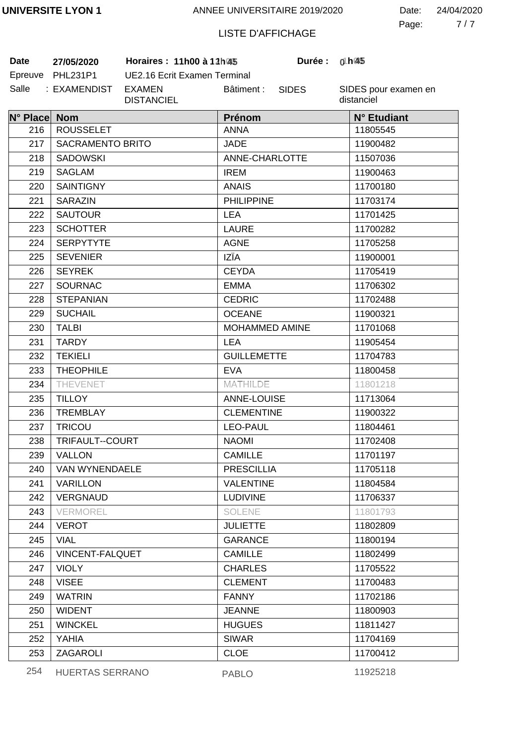UNIVERSITE LYON 1 — ANNEE UNIVERSITAIRE 2019/2020 — Date: 24/04/2020

LISTE D'AFFICHAGE

**Date** **27/05/2020** **Horaires : 11h00 à 11h45** **Durée : 0 h45**

Epreuve PHL231P1 UE2.16 Ecrit Examen Terminal

Salle : EXAMENDIST EXAMEN DISTANCIEL Bâtiment : SIDES SIDES pour examen en distanciel

| N° Place | Nom | Prénom | N° Etudiant |
|---|---|---|---|
| 216 | ROUSSELET | ANNA | 11805545 |
| 217 | SACRAMENTO BRITO | JADE | 11900482 |
| 218 | SADOWSKI | ANNE-CHARLOTTE | 11507036 |
| 219 | SAGLAM | IREM | 11900463 |
| 220 | SAINTIGNY | ANAIS | 11700180 |
| 221 | SARAZIN | PHILIPPINE | 11703174 |
| 222 | SAUTOUR | LEA | 11701425 |
| 223 | SCHOTTER | LAURE | 11700282 |
| 224 | SERPYTYTE | AGNE | 11705258 |
| 225 | SEVENIER | IZÏA | 11900001 |
| 226 | SEYREK | CEYDA | 11705419 |
| 227 | SOURNAC | EMMA | 11706302 |
| 228 | STEPANIAN | CEDRIC | 11702488 |
| 229 | SUCHAIL | OCEANE | 11900321 |
| 230 | TALBI | MOHAMMED AMINE | 11701068 |
| 231 | TARDY | LEA | 11905454 |
| 232 | TEKIELI | GUILLEMETTE | 11704783 |
| 233 | THEOPHILE | EVA | 11800458 |
| 234 | THEVENET | MATHILDE | 11801218 |
| 235 | TILLOY | ANNE-LOUISE | 11713064 |
| 236 | TREMBLAY | CLEMENTINE | 11900322 |
| 237 | TRICOU | LEO-PAUL | 11804461 |
| 238 | TRIFAULT--COURT | NAOMI | 11702408 |
| 239 | VALLON | CAMILLE | 11701197 |
| 240 | VAN WYNENDAELE | PRESCILLIA | 11705118 |
| 241 | VARILLON | VALENTINE | 11804584 |
| 242 | VERGNAUD | LUDIVINE | 11706337 |
| 243 | VERMOREL | SOLENE | 11801793 |
| 244 | VEROT | JULIETTE | 11802809 |
| 245 | VIAL | GARANCE | 11800194 |
| 246 | VINCENT-FALQUET | CAMILLE | 11802499 |
| 247 | VIOLY | CHARLES | 11705522 |
| 248 | VISEE | CLEMENT | 11700483 |
| 249 | WATRIN | FANNY | 11702186 |
| 250 | WIDENT | JEANNE | 11800903 |
| 251 | WINCKEL | HUGUES | 11811427 |
| 252 | YAHIA | SIWAR | 11704169 |
| 253 | ZAGAROLI | CLOE | 11700412 |
| 254 | HUERTAS SERRANO | PABLO | 11925218 |